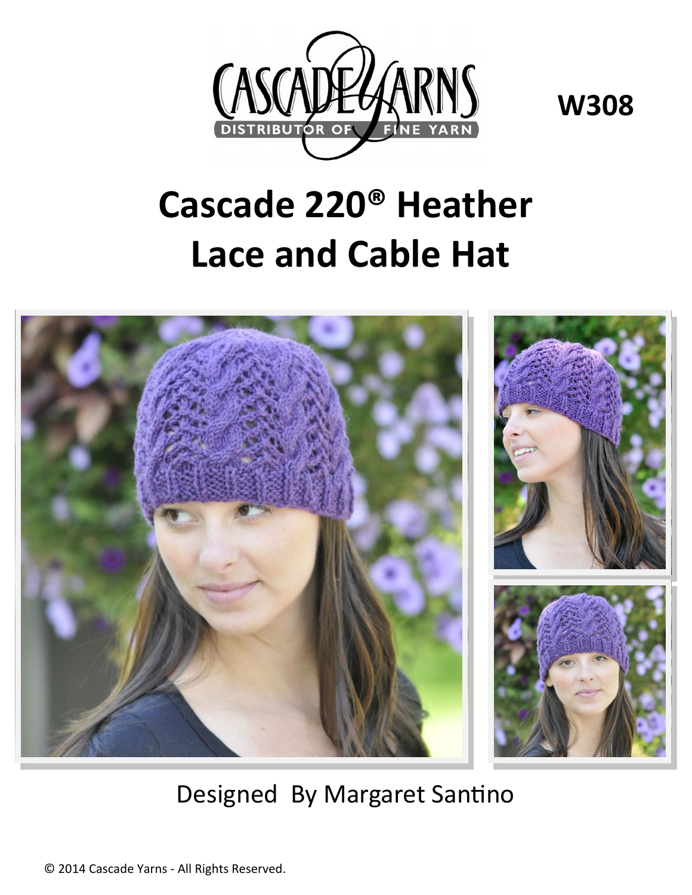W308

# Cascade 220® Heather
# Lace and Cable Hat

Designed By Margaret Santino

© 2014 Cascade Yarns - All Rights Reserved.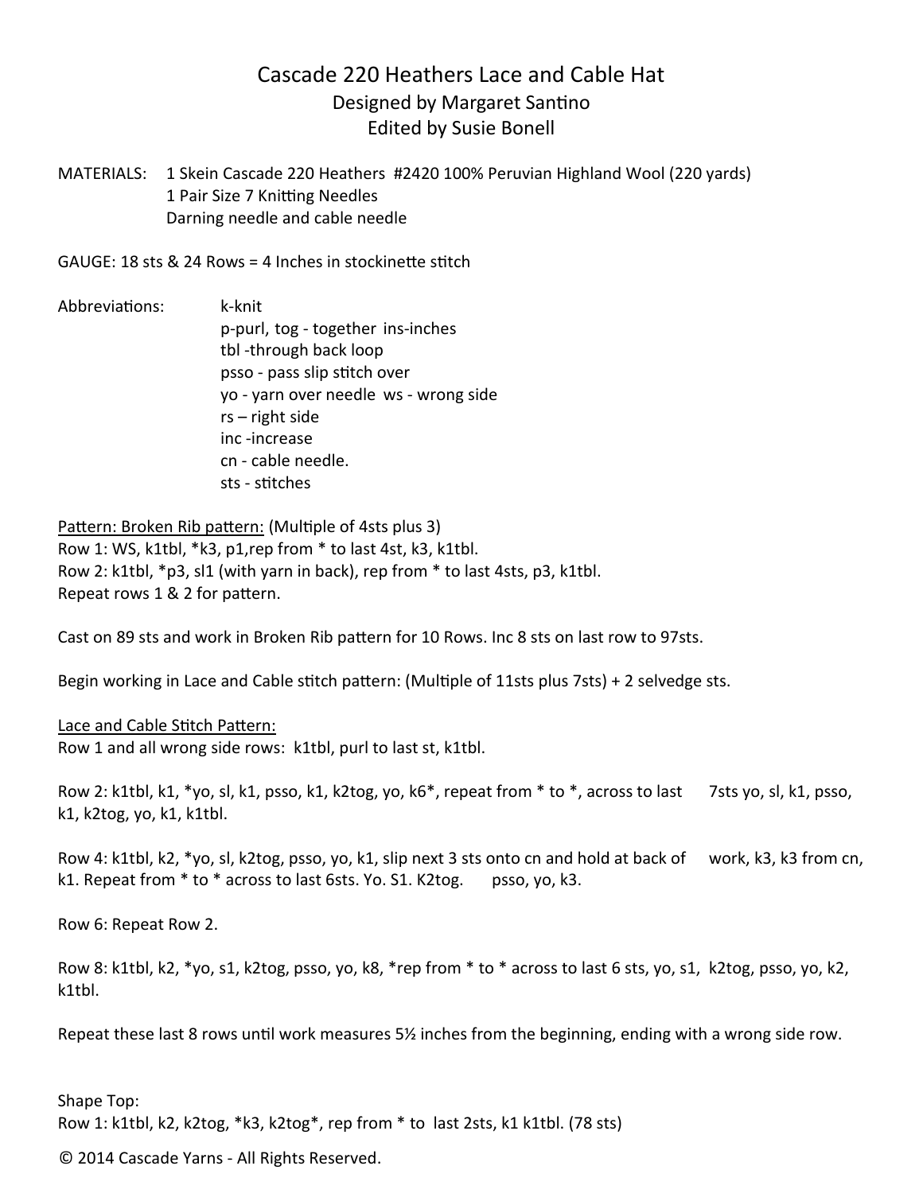# Cascade 220 Heathers Lace and Cable Hat

Designed by Margaret Santino
Edited by Susie Bonell

MATERIALS: 1 Skein Cascade 220 Heathers #2420 100% Peruvian Highland Wool (220 yards)
1 Pair Size 7 Knitting Needles
Darning needle and cable needle

GAUGE: 18 sts & 24 Rows = 4 Inches in stockinette stitch

Abbreviations:
k-knit
p-purl, tog - together ins-inches
tbl -through back loop
psso - pass slip stitch over
yo - yarn over needle ws - wrong side
rs – right side
inc -increase
cn - cable needle.
sts - stitches

Pattern: Broken Rib pattern: (Multiple of 4sts plus 3)
Row 1: WS, k1tbl, *k3, p1,rep from * to last 4st, k3, k1tbl.
Row 2: k1tbl, *p3, sl1 (with yarn in back), rep from * to last 4sts, p3, k1tbl.
Repeat rows 1 & 2 for pattern.

Cast on 89 sts and work in Broken Rib pattern for 10 Rows. Inc 8 sts on last row to 97sts.

Begin working in Lace and Cable stitch pattern: (Multiple of 11sts plus 7sts) + 2 selvedge sts.

Lace and Cable Stitch Pattern:
Row 1 and all wrong side rows: k1tbl, purl to last st, k1tbl.

Row 2: k1tbl, k1, *yo, sl, k1, psso, k1, k2tog, yo, k6*, repeat from * to *, across to last 7sts yo, sl, k1, psso, k1, k2tog, yo, k1, k1tbl.

Row 4: k1tbl, k2, *yo, sl, k2tog, psso, yo, k1, slip next 3 sts onto cn and hold at back of work, k3, k3 from cn, k1. Repeat from * to * across to last 6sts. Yo. S1. K2tog. psso, yo, k3.

Row 6: Repeat Row 2.

Row 8: k1tbl, k2, *yo, s1, k2tog, psso, yo, k8, *rep from * to * across to last 6 sts, yo, s1, k2tog, psso, yo, k2, k1tbl.

Repeat these last 8 rows until work measures 5½ inches from the beginning, ending with a wrong side row.

Shape Top:
Row 1: k1tbl, k2, k2tog, *k3, k2tog*, rep from * to last 2sts, k1 k1tbl. (78 sts)

© 2014 Cascade Yarns - All Rights Reserved.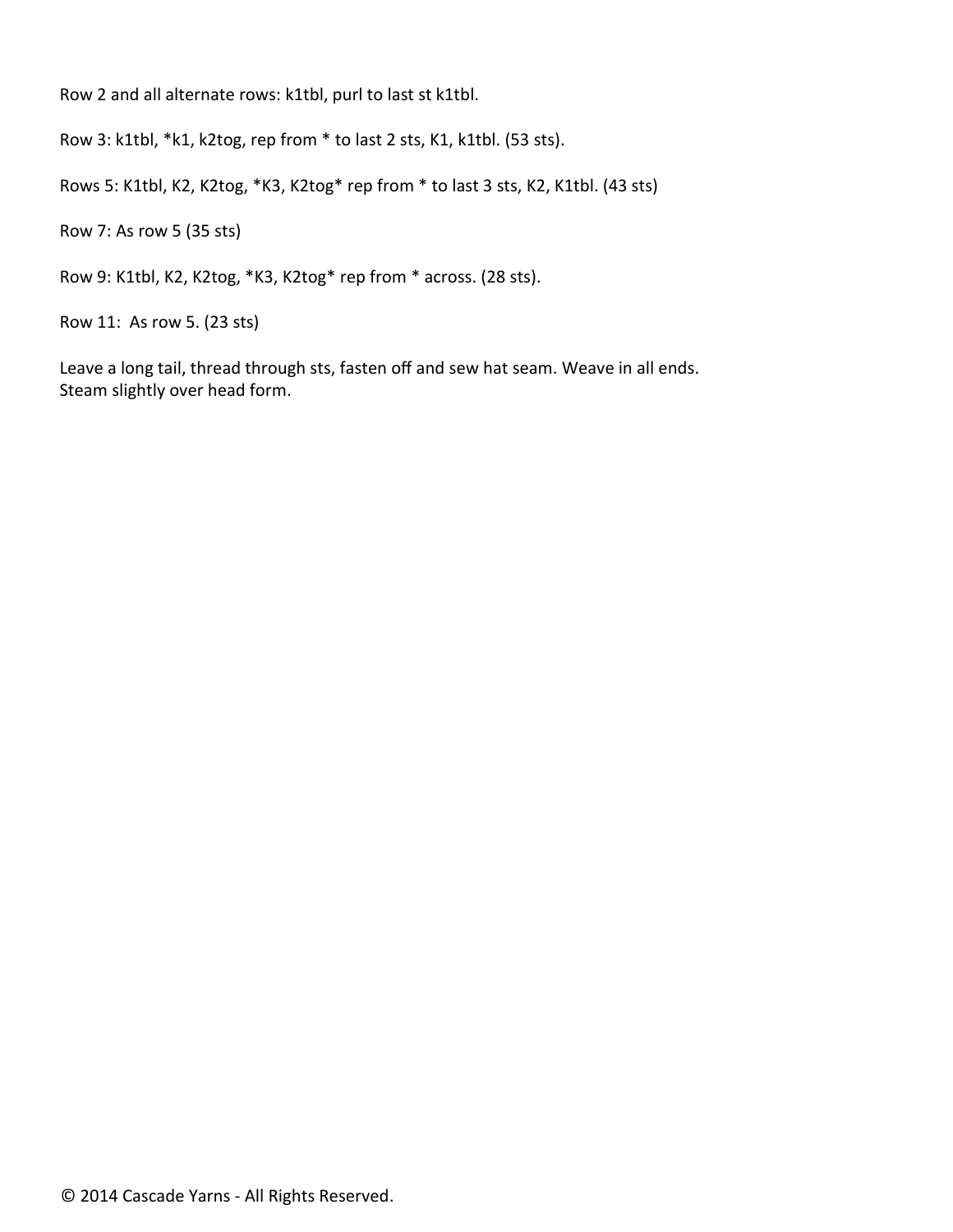Row 2 and all alternate rows: k1tbl, purl to last st k1tbl.

Row 3: k1tbl, *k1, k2tog, rep from * to last 2 sts, K1, k1tbl. (53 sts).

Rows 5: K1tbl, K2, K2tog, *K3, K2tog* rep from * to last 3 sts, K2, K1tbl. (43 sts)

Row 7: As row 5 (35 sts)

Row 9: K1tbl, K2, K2tog, *K3, K2tog* rep from * across. (28 sts).

Row 11: As row 5. (23 sts)

Leave a long tail, thread through sts, fasten off and sew hat seam. Weave in all ends.
Steam slightly over head form.

© 2014 Cascade Yarns - All Rights Reserved.